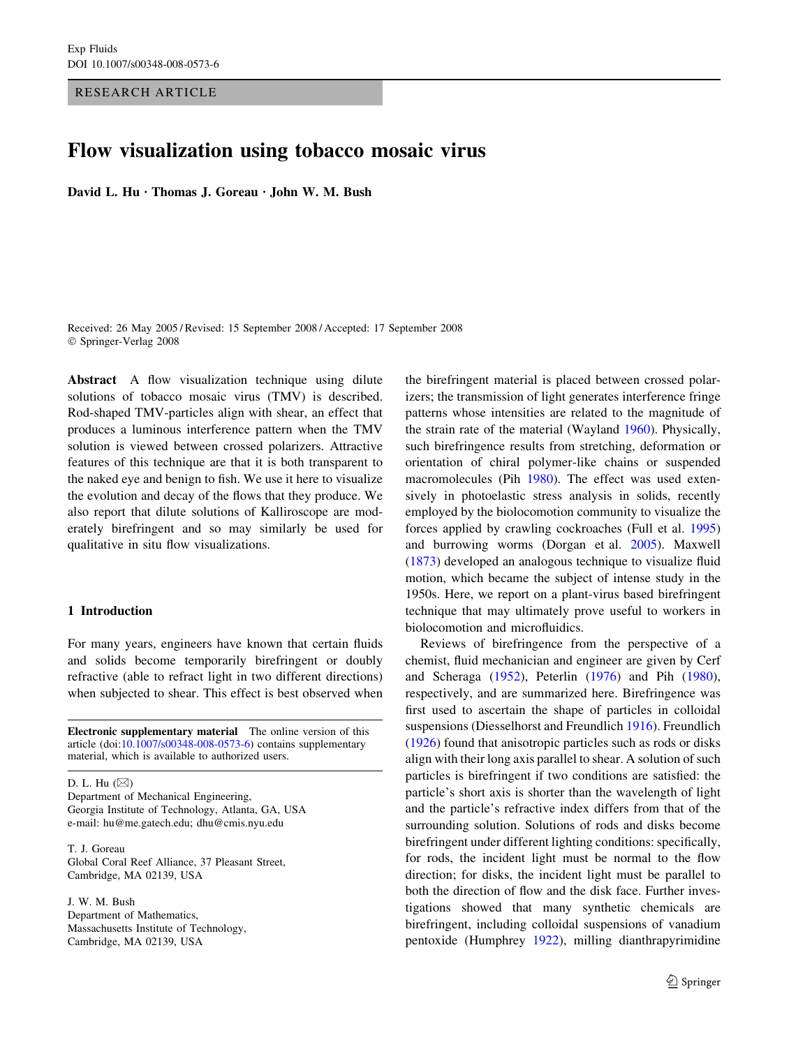RESEARCH ARTICLE

# Flow visualization using tobacco mosaic virus

**David L. Hu · Thomas J. Goreau · John W. M. Bush**

Received: 26 May 2005 / Revised: 15 September 2008 / Accepted: 17 September 2008
© Springer-Verlag 2008

**Abstract** A flow visualization technique using dilute solutions of tobacco mosaic virus (TMV) is described. Rod-shaped TMV-particles align with shear, an effect that produces a luminous interference pattern when the TMV solution is viewed between crossed polarizers. Attractive features of this technique are that it is both transparent to the naked eye and benign to fish. We use it here to visualize the evolution and decay of the flows that they produce. We also report that dilute solutions of Kalliroscope are moderately birefringent and so may similarly be used for qualitative in situ flow visualizations.

**Electronic supplementary material** The online version of this article (doi:10.1007/s00348-008-0573-6) contains supplementary material, which is available to authorized users.

D. L. Hu (✉)
Department of Mechanical Engineering,
Georgia Institute of Technology, Atlanta, GA, USA
e-mail: hu@me.gatech.edu; dhu@cmis.nyu.edu

T. J. Goreau
Global Coral Reef Alliance, 37 Pleasant Street,
Cambridge, MA 02139, USA

J. W. M. Bush
Department of Mathematics,
Massachusetts Institute of Technology,
Cambridge, MA 02139, USA

## 1 Introduction

For many years, engineers have known that certain fluids and solids become temporarily birefringent or doubly refractive (able to refract light in two different directions) when subjected to shear. This effect is best observed when the birefringent material is placed between crossed polarizers; the transmission of light generates interference fringe patterns whose intensities are related to the magnitude of the strain rate of the material (Wayland 1960). Physically, such birefringence results from stretching, deformation or orientation of chiral polymer-like chains or suspended macromolecules (Pih 1980). The effect was used extensively in photoelastic stress analysis in solids, recently employed by the biolocomotion community to visualize the forces applied by crawling cockroaches (Full et al. 1995) and burrowing worms (Dorgan et al. 2005). Maxwell (1873) developed an analogous technique to visualize fluid motion, which became the subject of intense study in the 1950s. Here, we report on a plant-virus based birefringent technique that may ultimately prove useful to workers in biolocomotion and microfluidics.

Reviews of birefringence from the perspective of a chemist, fluid mechanician and engineer are given by Cerf and Scheraga (1952), Peterlin (1976) and Pih (1980), respectively, and are summarized here. Birefringence was first used to ascertain the shape of particles in colloidal suspensions (Diesselhorst and Freundlich 1916). Freundlich (1926) found that anisotropic particles such as rods or disks align with their long axis parallel to shear. A solution of such particles is birefringent if two conditions are satisfied: the particle's short axis is shorter than the wavelength of light and the particle's refractive index differs from that of the surrounding solution. Solutions of rods and disks become birefringent under different lighting conditions: specifically, for rods, the incident light must be normal to the flow direction; for disks, the incident light must be parallel to both the direction of flow and the disk face. Further investigations showed that many synthetic chemicals are birefringent, including colloidal suspensions of vanadium pentoxide (Humphrey 1922), milling dianthrapyrimidine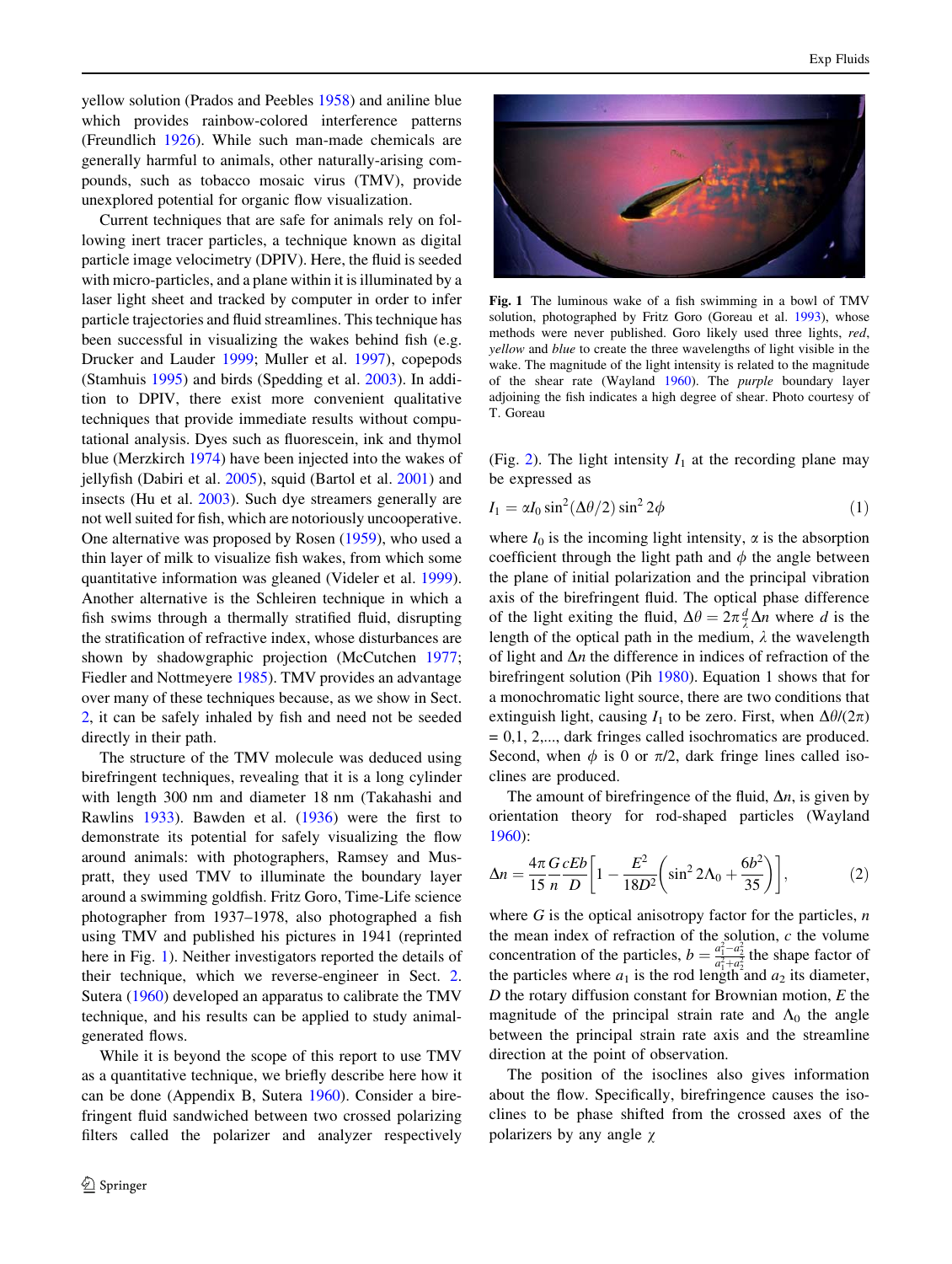yellow solution (Prados and Peebles 1958) and aniline blue which provides rainbow-colored interference patterns (Freundlich 1926). While such man-made chemicals are generally harmful to animals, other naturally-arising compounds, such as tobacco mosaic virus (TMV), provide unexplored potential for organic flow visualization.

Current techniques that are safe for animals rely on following inert tracer particles, a technique known as digital particle image velocimetry (DPIV). Here, the fluid is seeded with micro-particles, and a plane within it is illuminated by a laser light sheet and tracked by computer in order to infer particle trajectories and fluid streamlines. This technique has been successful in visualizing the wakes behind fish (e.g. Drucker and Lauder 1999; Muller et al. 1997), copepods (Stamhuis 1995) and birds (Spedding et al. 2003). In addition to DPIV, there exist more convenient qualitative techniques that provide immediate results without computational analysis. Dyes such as fluorescein, ink and thymol blue (Merzkirch 1974) have been injected into the wakes of jellyfish (Dabiri et al. 2005), squid (Bartol et al. 2001) and insects (Hu et al. 2003). Such dye streamers generally are not well suited for fish, which are notoriously uncooperative. One alternative was proposed by Rosen (1959), who used a thin layer of milk to visualize fish wakes, from which some quantitative information was gleaned (Videler et al. 1999). Another alternative is the Schleiren technique in which a fish swims through a thermally stratified fluid, disrupting the stratification of refractive index, whose disturbances are shown by shadowgraphic projection (McCutchen 1977; Fiedler and Nottmeyere 1985). TMV provides an advantage over many of these techniques because, as we show in Sect. 2, it can be safely inhaled by fish and need not be seeded directly in their path.

The structure of the TMV molecule was deduced using birefringent techniques, revealing that it is a long cylinder with length 300 nm and diameter 18 nm (Takahashi and Rawlins 1933). Bawden et al. (1936) were the first to demonstrate its potential for safely visualizing the flow around animals: with photographers, Ramsey and Muspratt, they used TMV to illuminate the boundary layer around a swimming goldfish. Fritz Goro, Time-Life science photographer from 1937–1978, also photographed a fish using TMV and published his pictures in 1941 (reprinted here in Fig. 1). Neither investigators reported the details of their technique, which we reverse-engineer in Sect. 2. Sutera (1960) developed an apparatus to calibrate the TMV technique, and his results can be applied to study animal-generated flows.

While it is beyond the scope of this report to use TMV as a quantitative technique, we briefly describe here how it can be done (Appendix B, Sutera 1960). Consider a birefringent fluid sandwiched between two crossed polarizing filters called the polarizer and analyzer respectively (Fig. 2). The light intensity $I_1$ at the recording plane may be expressed as

$$I_1 = \alpha I_0 \sin^2(\Delta\theta/2) \sin^2 2\phi \qquad (1)$$

where $I_0$ is the incoming light intensity, $\alpha$ is the absorption coefficient through the light path and $\phi$ the angle between the plane of initial polarization and the principal vibration axis of the birefringent fluid. The optical phase difference of the light exiting the fluid, $\Delta\theta = 2\pi \frac{d}{\lambda} \Delta n$ where $d$ is the length of the optical path in the medium, $\lambda$ the wavelength of light and $\Delta n$ the difference in indices of refraction of the birefringent solution (Pih 1980). Equation 1 shows that for a monochromatic light source, there are two conditions that extinguish light, causing $I_1$ to be zero. First, when $\Delta\theta/(2\pi)$ = 0,1, 2,..., dark fringes called isochromatics are produced. Second, when $\phi$ is 0 or $\pi/2$, dark fringe lines called isoclines are produced.

The amount of birefringence of the fluid, $\Delta n$, is given by orientation theory for rod-shaped particles (Wayland 1960):

$$\Delta n = \frac{4\pi}{15} \frac{G}{n} \frac{cEb}{D} \left[ 1 - \frac{E^2}{18D^2} \left( \sin^2 2\Lambda_0 + \frac{6b^2}{35} \right) \right], \qquad (2)$$

where $G$ is the optical anisotropy factor for the particles, $n$ the mean index of refraction of the solution, $c$ the volume concentration of the particles, $b = \frac{a_1^2 - a_2^2}{a_1^2 + a_2^2}$ the shape factor of the particles where $a_1$ is the rod length and $a_2$ its diameter, $D$ the rotary diffusion constant for Brownian motion, $E$ the magnitude of the principal strain rate and $\Lambda_0$ the angle between the principal strain rate axis and the streamline direction at the point of observation.

The position of the isoclines also gives information about the flow. Specifically, birefringence causes the isoclines to be phase shifted from the crossed axes of the polarizers by any angle $\chi$

**Fig. 1** The luminous wake of a fish swimming in a bowl of TMV solution, photographed by Fritz Goro (Goreau et al. 1993), whose methods were never published. Goro likely used three lights, *red*, *yellow* and *blue* to create the three wavelengths of light visible in the wake. The magnitude of the light intensity is related to the magnitude of the shear rate (Wayland 1960). The *purple* boundary layer adjoining the fish indicates a high degree of shear. Photo courtesy of T. Goreau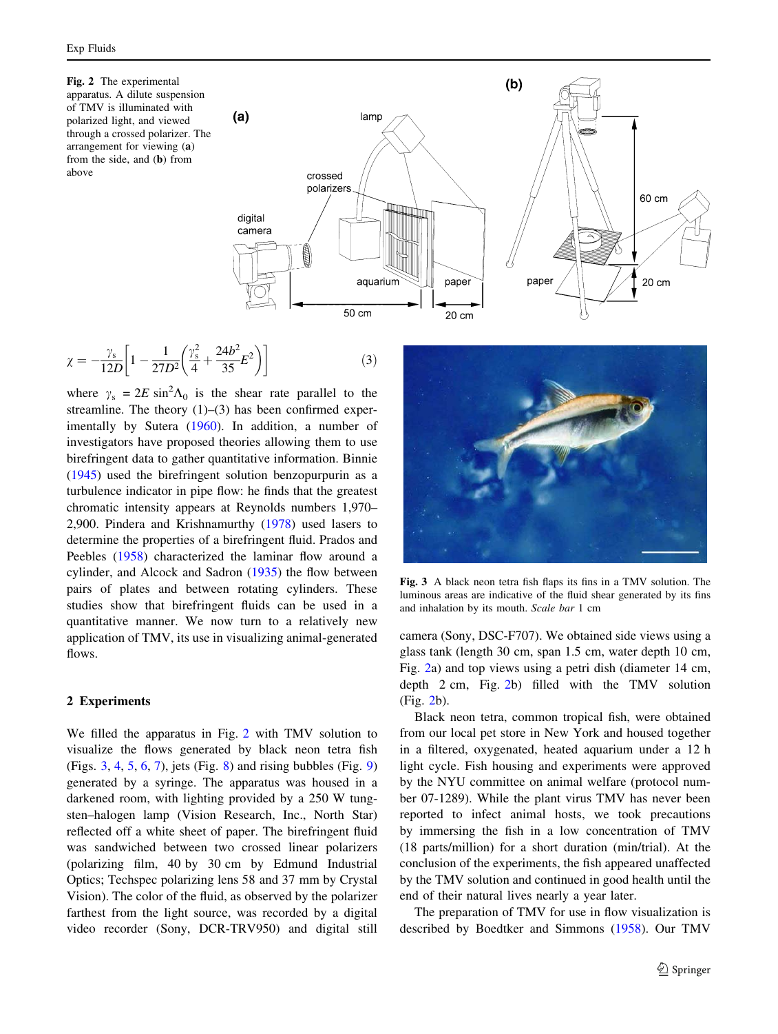**Fig. 2** The experimental apparatus. A dilute suspension of TMV is illuminated with polarized light, and viewed through a crossed polarizer. The arrangement for viewing (**a**) from the side, and (**b**) from above

(a)
lamp
crossed polarizers
digital camera
aquarium
paper
50 cm
20 cm

(b)
60 cm
paper
20 cm

$$\chi = -\frac{\gamma_s}{12D}\left[1 - \frac{1}{27D^2}\left(\frac{\gamma_s^2}{4} + \frac{24b^2}{35}E^2\right)\right] \quad (3)$$

where $\gamma_s = 2E\sin^2\Lambda_0$ is the shear rate parallel to the streamline. The theory (1)–(3) has been confirmed experimentally by Sutera (1960). In addition, a number of investigators have proposed theories allowing them to use birefringent data to gather quantitative information. Binnie (1945) used the birefringent solution benzopurpurin as a turbulence indicator in pipe flow: he finds that the greatest chromatic intensity appears at Reynolds numbers 1,970–2,900. Pindera and Krishnamurthy (1978) used lasers to determine the properties of a birefringent fluid. Prados and Peebles (1958) characterized the laminar flow around a cylinder, and Alcock and Sadron (1935) the flow between pairs of plates and between rotating cylinders. These studies show that birefringent fluids can be used in a quantitative manner. We now turn to a relatively new application of TMV, its use in visualizing animal-generated flows.

## 2 Experiments

We filled the apparatus in Fig. 2 with TMV solution to visualize the flows generated by black neon tetra fish (Figs. 3, 4, 5, 6, 7), jets (Fig. 8) and rising bubbles (Fig. 9) generated by a syringe. The apparatus was housed in a darkened room, with lighting provided by a 250 W tungsten–halogen lamp (Vision Research, Inc., North Star) reflected off a white sheet of paper. The birefringent fluid was sandwiched between two crossed linear polarizers (polarizing film, 40 by 30 cm by Edmund Industrial Optics; Techspec polarizing lens 58 and 37 mm by Crystal Vision). The color of the fluid, as observed by the polarizer farthest from the light source, was recorded by a digital video recorder (Sony, DCR-TRV950) and digital still camera (Sony, DSC-F707). We obtained side views using a glass tank (length 30 cm, span 1.5 cm, water depth 10 cm, Fig. 2a) and top views using a petri dish (diameter 14 cm, depth 2 cm, Fig. 2b) filled with the TMV solution (Fig. 2b).

**Fig. 3** A black neon tetra fish flaps its fins in a TMV solution. The luminous areas are indicative of the fluid shear generated by its fins and inhalation by its mouth. *Scale bar* 1 cm

Black neon tetra, common tropical fish, were obtained from our local pet store in New York and housed together in a filtered, oxygenated, heated aquarium under a 12 h light cycle. Fish housing and experiments were approved by the NYU committee on animal welfare (protocol number 07-1289). While the plant virus TMV has never been reported to infect animal hosts, we took precautions by immersing the fish in a low concentration of TMV (18 parts/million) for a short duration (min/trial). At the conclusion of the experiments, the fish appeared unaffected by the TMV solution and continued in good health until the end of their natural lives nearly a year later.

The preparation of TMV for use in flow visualization is described by Boedtker and Simmons (1958). Our TMV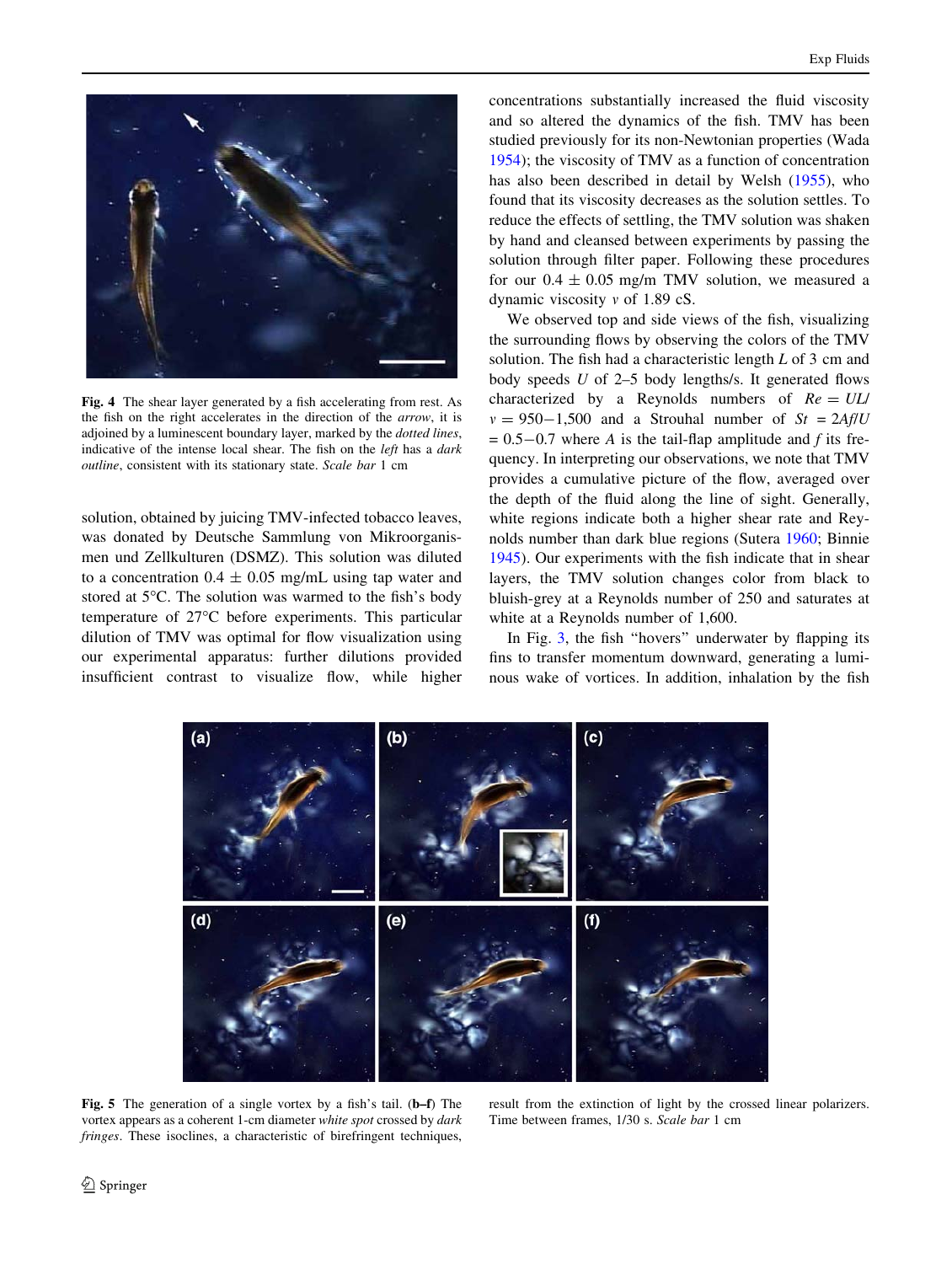Fig. 4 The shear layer generated by a fish accelerating from rest. As the fish on the right accelerates in the direction of the *arrow*, it is adjoined by a luminescent boundary layer, marked by the *dotted lines*, indicative of the intense local shear. The fish on the *left* has a *dark outline*, consistent with its stationary state. *Scale bar* 1 cm

solution, obtained by juicing TMV-infected tobacco leaves, was donated by Deutsche Sammlung von Mikroorganismen und Zellkulturen (DSMZ). This solution was diluted to a concentration 0.4 ± 0.05 mg/mL using tap water and stored at 5°C. The solution was warmed to the fish's body temperature of 27°C before experiments. This particular dilution of TMV was optimal for flow visualization using our experimental apparatus: further dilutions provided insufficient contrast to visualize flow, while higher concentrations substantially increased the fluid viscosity and so altered the dynamics of the fish. TMV has been studied previously for its non-Newtonian properties (Wada 1954); the viscosity of TMV as a function of concentration has also been described in detail by Welsh (1955), who found that its viscosity decreases as the solution settles. To reduce the effects of settling, the TMV solution was shaken by hand and cleansed between experiments by passing the solution through filter paper. Following these procedures for our 0.4 ± 0.05 mg/m TMV solution, we measured a dynamic viscosity $v$ of 1.89 cS.

We observed top and side views of the fish, visualizing the surrounding flows by observing the colors of the TMV solution. The fish had a characteristic length $L$ of 3 cm and body speeds $U$ of 2–5 body lengths/s. It generated flows characterized by a Reynolds numbers of $Re = UL/v = 950-1{,}500$ and a Strouhal number of $St = 2Af/U = 0.5-0.7$ where $A$ is the tail-flap amplitude and $f$ its frequency. In interpreting our observations, we note that TMV provides a cumulative picture of the flow, averaged over the depth of the fluid along the line of sight. Generally, white regions indicate both a higher shear rate and Reynolds number than dark blue regions (Sutera 1960; Binnie 1945). Our experiments with the fish indicate that in shear layers, the TMV solution changes color from black to bluish-grey at a Reynolds number of 250 and saturates at white at a Reynolds number of 1,600.

In Fig. 3, the fish "hovers" underwater by flapping its fins to transfer momentum downward, generating a luminous wake of vortices. In addition, inhalation by the fish

Fig. 5 The generation of a single vortex by a fish's tail. (**b–f**) The vortex appears as a coherent 1-cm diameter *white spot* crossed by *dark fringes*. These isoclines, a characteristic of birefringent techniques, result from the extinction of light by the crossed linear polarizers. Time between frames, 1/30 s. *Scale bar* 1 cm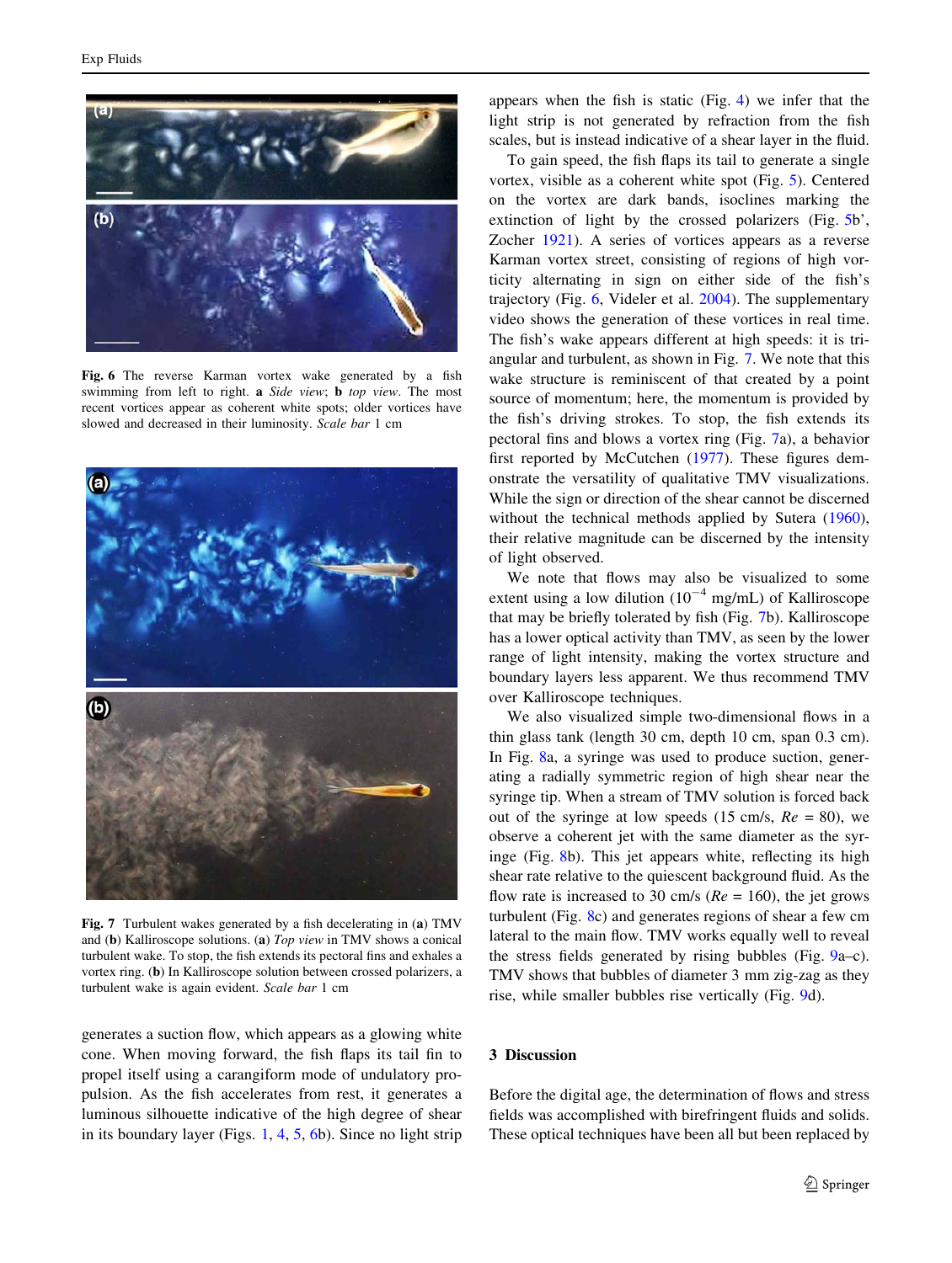Fig. 6 The reverse Karman vortex wake generated by a fish swimming from left to right. **a** *Side view*; **b** *top view*. The most recent vortices appear as coherent white spots; older vortices have slowed and decreased in their luminosity. *Scale bar* 1 cm

Fig. 7 Turbulent wakes generated by a fish decelerating in (**a**) TMV and (**b**) Kalliroscope solutions. (**a**) *Top view* in TMV shows a conical turbulent wake. To stop, the fish extends its pectoral fins and exhales a vortex ring. (**b**) In Kalliroscope solution between crossed polarizers, a turbulent wake is again evident. *Scale bar* 1 cm

generates a suction flow, which appears as a glowing white cone. When moving forward, the fish flaps its tail fin to propel itself using a carangiform mode of undulatory propulsion. As the fish accelerates from rest, it generates a luminous silhouette indicative of the high degree of shear in its boundary layer (Figs. 1, 4, 5, 6b). Since no light strip appears when the fish is static (Fig. 4) we infer that the light strip is not generated by refraction from the fish scales, but is instead indicative of a shear layer in the fluid.

To gain speed, the fish flaps its tail to generate a single vortex, visible as a coherent white spot (Fig. 5). Centered on the vortex are dark bands, isoclines marking the extinction of light by the crossed polarizers (Fig. 5b', Zocher 1921). A series of vortices appears as a reverse Karman vortex street, consisting of regions of high vorticity alternating in sign on either side of the fish's trajectory (Fig. 6, Videler et al. 2004). The supplementary video shows the generation of these vortices in real time. The fish's wake appears different at high speeds: it is triangular and turbulent, as shown in Fig. 7. We note that this wake structure is reminiscent of that created by a point source of momentum; here, the momentum is provided by the fish's driving strokes. To stop, the fish extends its pectoral fins and blows a vortex ring (Fig. 7a), a behavior first reported by McCutchen (1977). These figures demonstrate the versatility of qualitative TMV visualizations. While the sign or direction of the shear cannot be discerned without the technical methods applied by Sutera (1960), their relative magnitude can be discerned by the intensity of light observed.

We note that flows may also be visualized to some extent using a low dilution ($10^{-4}$ mg/mL) of Kalliroscope that may be briefly tolerated by fish (Fig. 7b). Kalliroscope has a lower optical activity than TMV, as seen by the lower range of light intensity, making the vortex structure and boundary layers less apparent. We thus recommend TMV over Kalliroscope techniques.

We also visualized simple two-dimensional flows in a thin glass tank (length 30 cm, depth 10 cm, span 0.3 cm). In Fig. 8a, a syringe was used to produce suction, generating a radially symmetric region of high shear near the syringe tip. When a stream of TMV solution is forced back out of the syringe at low speeds (15 cm/s, $Re = 80$), we observe a coherent jet with the same diameter as the syringe (Fig. 8b). This jet appears white, reflecting its high shear rate relative to the quiescent background fluid. As the flow rate is increased to 30 cm/s ($Re = 160$), the jet grows turbulent (Fig. 8c) and generates regions of shear a few cm lateral to the main flow. TMV works equally well to reveal the stress fields generated by rising bubbles (Fig. 9a–c). TMV shows that bubbles of diameter 3 mm zig-zag as they rise, while smaller bubbles rise vertically (Fig. 9d).

## 3 Discussion

Before the digital age, the determination of flows and stress fields was accomplished with birefringent fluids and solids. These optical techniques have been all but been replaced by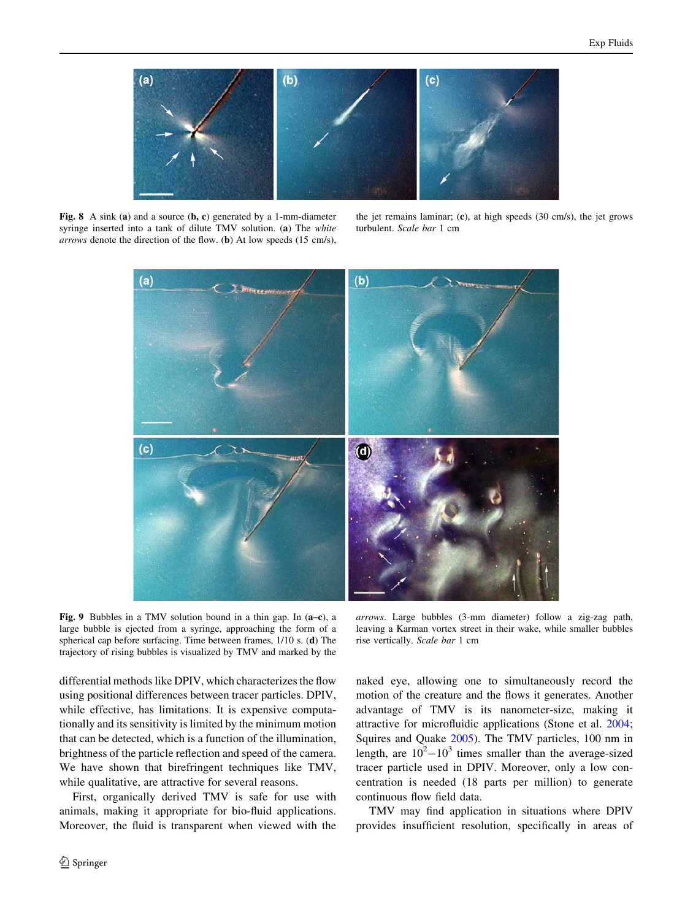**Fig. 8** A sink (**a**) and a source (**b, c**) generated by a 1-mm-diameter syringe inserted into a tank of dilute TMV solution. (**a**) The *white arrows* denote the direction of the flow. (**b**) At low speeds (15 cm/s), the jet remains laminar; (**c**), at high speeds (30 cm/s), the jet grows turbulent. *Scale bar* 1 cm

**Fig. 9** Bubbles in a TMV solution bound in a thin gap. In (**a–c**), a large bubble is ejected from a syringe, approaching the form of a spherical cap before surfacing. Time between frames, 1/10 s. (**d**) The trajectory of rising bubbles is visualized by TMV and marked by the *arrows*. Large bubbles (3-mm diameter) follow a zig-zag path, leaving a Karman vortex street in their wake, while smaller bubbles rise vertically. *Scale bar* 1 cm

differential methods like DPIV, which characterizes the flow using positional differences between tracer particles. DPIV, while effective, has limitations. It is expensive computationally and its sensitivity is limited by the minimum motion that can be detected, which is a function of the illumination, brightness of the particle reflection and speed of the camera. We have shown that birefringent techniques like TMV, while qualitative, are attractive for several reasons.

First, organically derived TMV is safe for use with animals, making it appropriate for bio-fluid applications. Moreover, the fluid is transparent when viewed with the naked eye, allowing one to simultaneously record the motion of the creature and the flows it generates. Another advantage of TMV is its nanometer-size, making it attractive for microfluidic applications (Stone et al. 2004; Squires and Quake 2005). The TMV particles, 100 nm in length, are $10^2$–$10^3$ times smaller than the average-sized tracer particle used in DPIV. Moreover, only a low concentration is needed (18 parts per million) to generate continuous flow field data.

TMV may find application in situations where DPIV provides insufficient resolution, specifically in areas of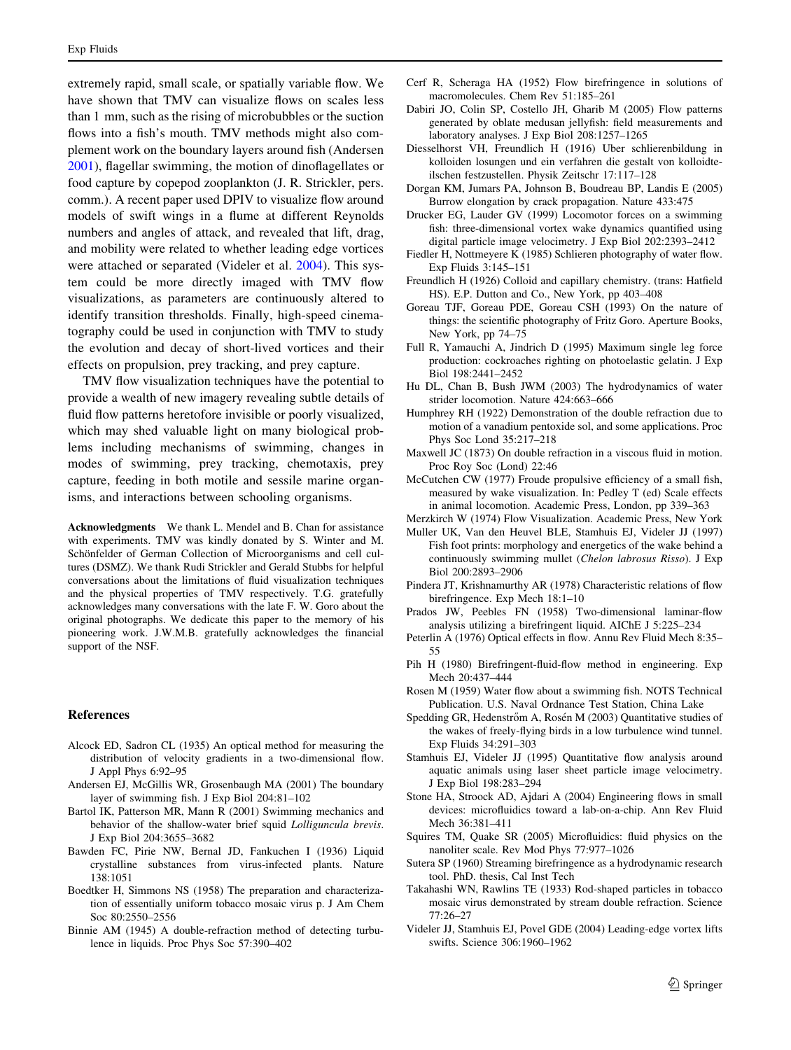extremely rapid, small scale, or spatially variable flow. We have shown that TMV can visualize flows on scales less than 1 mm, such as the rising of microbubbles or the suction flows into a fish's mouth. TMV methods might also complement work on the boundary layers around fish (Andersen 2001), flagellar swimming, the motion of dinoflagellates or food capture by copepod zooplankton (J. R. Strickler, pers. comm.). A recent paper used DPIV to visualize flow around models of swift wings in a flume at different Reynolds numbers and angles of attack, and revealed that lift, drag, and mobility were related to whether leading edge vortices were attached or separated (Videler et al. 2004). This system could be more directly imaged with TMV flow visualizations, as parameters are continuously altered to identify transition thresholds. Finally, high-speed cinematography could be used in conjunction with TMV to study the evolution and decay of short-lived vortices and their effects on propulsion, prey tracking, and prey capture.

TMV flow visualization techniques have the potential to provide a wealth of new imagery revealing subtle details of fluid flow patterns heretofore invisible or poorly visualized, which may shed valuable light on many biological problems including mechanisms of swimming, changes in modes of swimming, prey tracking, chemotaxis, prey capture, feeding in both motile and sessile marine organisms, and interactions between schooling organisms.

**Acknowledgments** We thank L. Mendel and B. Chan for assistance with experiments. TMV was kindly donated by S. Winter and M. Schönfelder of German Collection of Microorganisms and cell cultures (DSMZ). We thank Rudi Strickler and Gerald Stubbs for helpful conversations about the limitations of fluid visualization techniques and the physical properties of TMV respectively. T.G. gratefully acknowledges many conversations with the late F. W. Goro about the original photographs. We dedicate this paper to the memory of his pioneering work. J.W.M.B. gratefully acknowledges the financial support of the NSF.

## References

Alcock ED, Sadron CL (1935) An optical method for measuring the distribution of velocity gradients in a two-dimensional flow. J Appl Phys 6:92–95

Andersen EJ, McGillis WR, Grosenbaugh MA (2001) The boundary layer of swimming fish. J Exp Biol 204:81–102

Bartol IK, Patterson MR, Mann R (2001) Swimming mechanics and behavior of the shallow-water brief squid *Lolliguncula brevis*. J Exp Biol 204:3655–3682

Bawden FC, Pirie NW, Bernal JD, Fankuchen I (1936) Liquid crystalline substances from virus-infected plants. Nature 138:1051

Boedtker H, Simmons NS (1958) The preparation and characterization of essentially uniform tobacco mosaic virus p. J Am Chem Soc 80:2550–2556

Binnie AM (1945) A double-refraction method of detecting turbulence in liquids. Proc Phys Soc 57:390–402

Cerf R, Scheraga HA (1952) Flow birefringence in solutions of macromolecules. Chem Rev 51:185–261

Dabiri JO, Colin SP, Costello JH, Gharib M (2005) Flow patterns generated by oblate medusan jellyfish: field measurements and laboratory analyses. J Exp Biol 208:1257–1265

Diesselhorst VH, Freundlich H (1916) Uber schlierenbildung in kolloiden losungen und ein verfahren die gestalt von kolloidteilschen festzustellen. Physik Zeitschr 17:117–128

Dorgan KM, Jumars PA, Johnson B, Boudreau BP, Landis E (2005) Burrow elongation by crack propagation. Nature 433:475

Drucker EG, Lauder GV (1999) Locomotor forces on a swimming fish: three-dimensional vortex wake dynamics quantified using digital particle image velocimetry. J Exp Biol 202:2393–2412

Fiedler H, Nottmeyere K (1985) Schlieren photography of water flow. Exp Fluids 3:145–151

Freundlich H (1926) Colloid and capillary chemistry. (trans: Hatfield HS). E.P. Dutton and Co., New York, pp 403–408

Goreau TJF, Goreau PDE, Goreau CSH (1993) On the nature of things: the scientific photography of Fritz Goro. Aperture Books, New York, pp 74–75

Full R, Yamauchi A, Jindrich D (1995) Maximum single leg force production: cockroaches righting on photoelastic gelatin. J Exp Biol 198:2441–2452

Hu DL, Chan B, Bush JWM (2003) The hydrodynamics of water strider locomotion. Nature 424:663–666

Humphrey RH (1922) Demonstration of the double refraction due to motion of a vanadium pentoxide sol, and some applications. Proc Phys Soc Lond 35:217–218

Maxwell JC (1873) On double refraction in a viscous fluid in motion. Proc Roy Soc (Lond) 22:46

McCutchen CW (1977) Froude propulsive efficiency of a small fish, measured by wake visualization. In: Pedley T (ed) Scale effects in animal locomotion. Academic Press, London, pp 339–363

Merzkirch W (1974) Flow Visualization. Academic Press, New York

Muller UK, Van den Heuvel BLE, Stamhuis EJ, Videler JJ (1997) Fish foot prints: morphology and energetics of the wake behind a continuously swimming mullet (*Chelon labrosus Risso*). J Exp Biol 200:2893–2906

Pindera JT, Krishnamurthy AR (1978) Characteristic relations of flow birefringence. Exp Mech 18:1–10

Prados JW, Peebles FN (1958) Two-dimensional laminar-flow analysis utilizing a birefringent liquid. AIChE J 5:225–234

Peterlin A (1976) Optical effects in flow. Annu Rev Fluid Mech 8:35–55

Pih H (1980) Birefringent-fluid-flow method in engineering. Exp Mech 20:437–444

Rosen M (1959) Water flow about a swimming fish. NOTS Technical Publication. U.S. Naval Ordnance Test Station, China Lake

Spedding GR, Hedenstrőm A, Rosén M (2003) Quantitative studies of the wakes of freely-flying birds in a low turbulence wind tunnel. Exp Fluids 34:291–303

Stamhuis EJ, Videler JJ (1995) Quantitative flow analysis around aquatic animals using laser sheet particle image velocimetry. J Exp Biol 198:283–294

Stone HA, Stroock AD, Ajdari A (2004) Engineering flows in small devices: microfluidics toward a lab-on-a-chip. Ann Rev Fluid Mech 36:381–411

Squires TM, Quake SR (2005) Microfluidics: fluid physics on the nanoliter scale. Rev Mod Phys 77:977–1026

Sutera SP (1960) Streaming birefringence as a hydrodynamic research tool. PhD. thesis, Cal Inst Tech

Takahashi WN, Rawlins TE (1933) Rod-shaped particles in tobacco mosaic virus demonstrated by stream double refraction. Science 77:26–27

Videler JJ, Stamhuis EJ, Povel GDE (2004) Leading-edge vortex lifts swifts. Science 306:1960–1962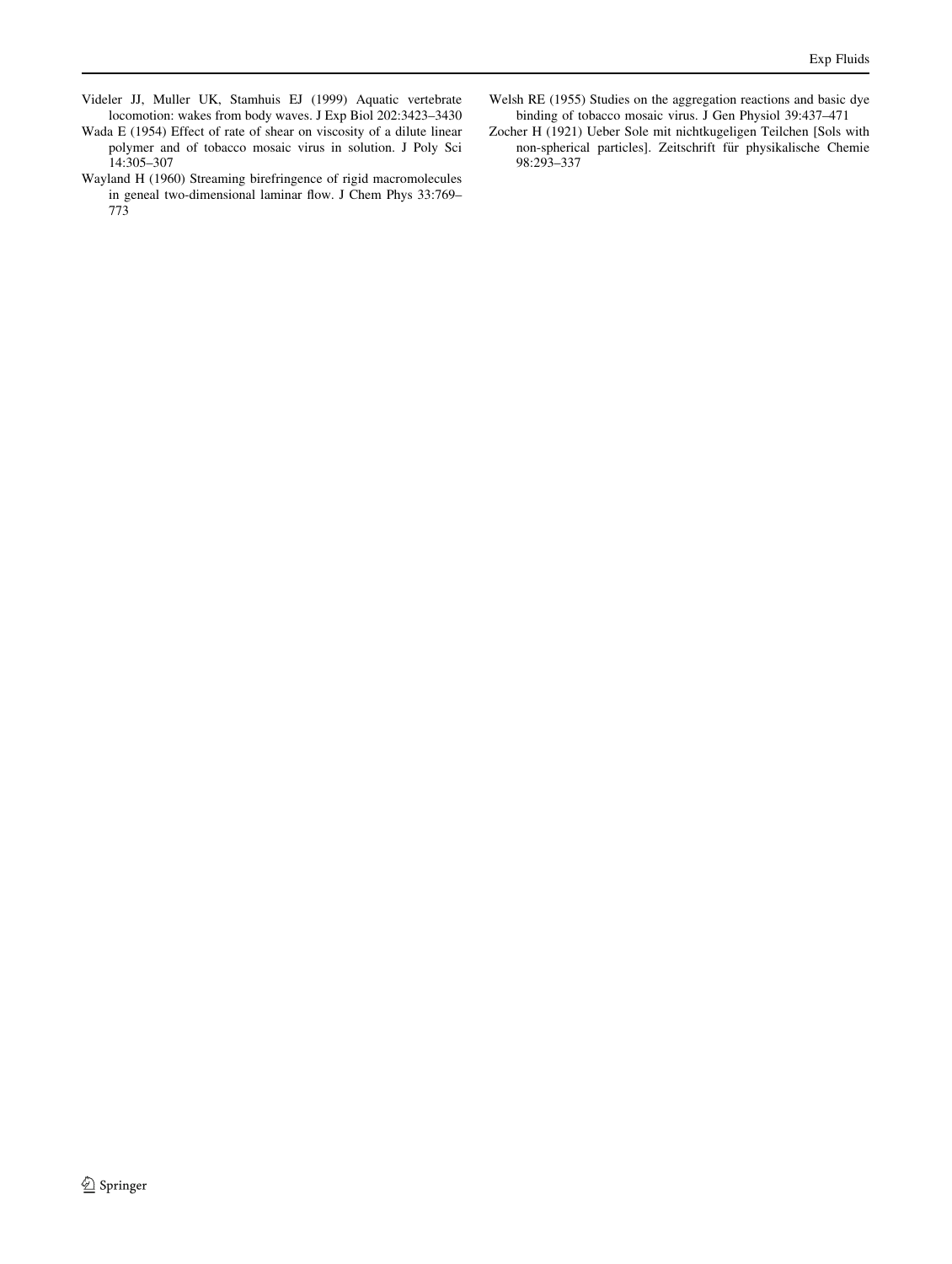Videler JJ, Muller UK, Stamhuis EJ (1999) Aquatic vertebrate locomotion: wakes from body waves. J Exp Biol 202:3423–3430

Wada E (1954) Effect of rate of shear on viscosity of a dilute linear polymer and of tobacco mosaic virus in solution. J Poly Sci 14:305–307

Wayland H (1960) Streaming birefringence of rigid macromolecules in geneal two-dimensional laminar flow. J Chem Phys 33:769–773

Welsh RE (1955) Studies on the aggregation reactions and basic dye binding of tobacco mosaic virus. J Gen Physiol 39:437–471

Zocher H (1921) Ueber Sole mit nichtkugeligen Teilchen [Sols with non-spherical particles]. Zeitschrift für physikalische Chemie 98:293–337